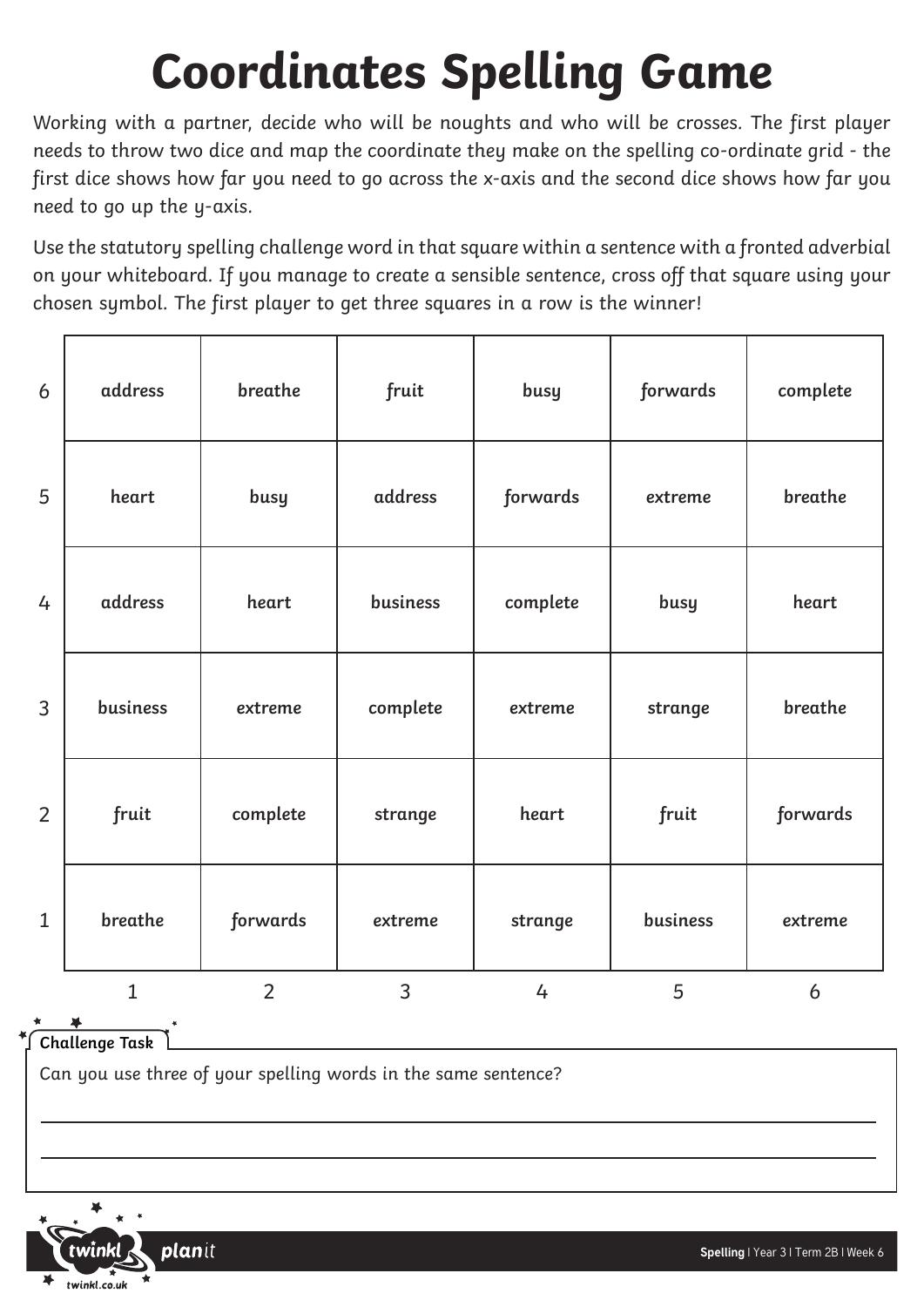# Coordinates Spelling Game

Working with a partner, decide who will be noughts and who will be crosses. The first player needs to throw two dice and map the coordinate they make on the spelling co-ordinate grid - the first dice shows how far you need to go across the x-axis and the second dice shows how far you need to go up the y-axis.

Use the statutory spelling challenge word in that square within a sentence with a fronted adverbial on your whiteboard. If you manage to create a sensible sentence, cross off that square using your chosen symbol. The first player to get three squares in a row is the winner!

| | | | | | | |
|---|---|---|---|---|---|---|
| 6 | address | breathe | fruit | busy | forwards | complete |
| 5 | heart | busy | address | forwards | extreme | breathe |
| 4 | address | heart | business | complete | busy | heart |
| 3 | business | extreme | complete | extreme | strange | breathe |
| 2 | fruit | complete | strange | heart | fruit | forwards |
| 1 | breathe | forwards | extreme | strange | business | extreme |
| | 1 | 2 | 3 | 4 | 5 | 6 |

**Challenge Task**

Can you use three of your spelling words in the same sentence?

_______________________________________________

_______________________________________________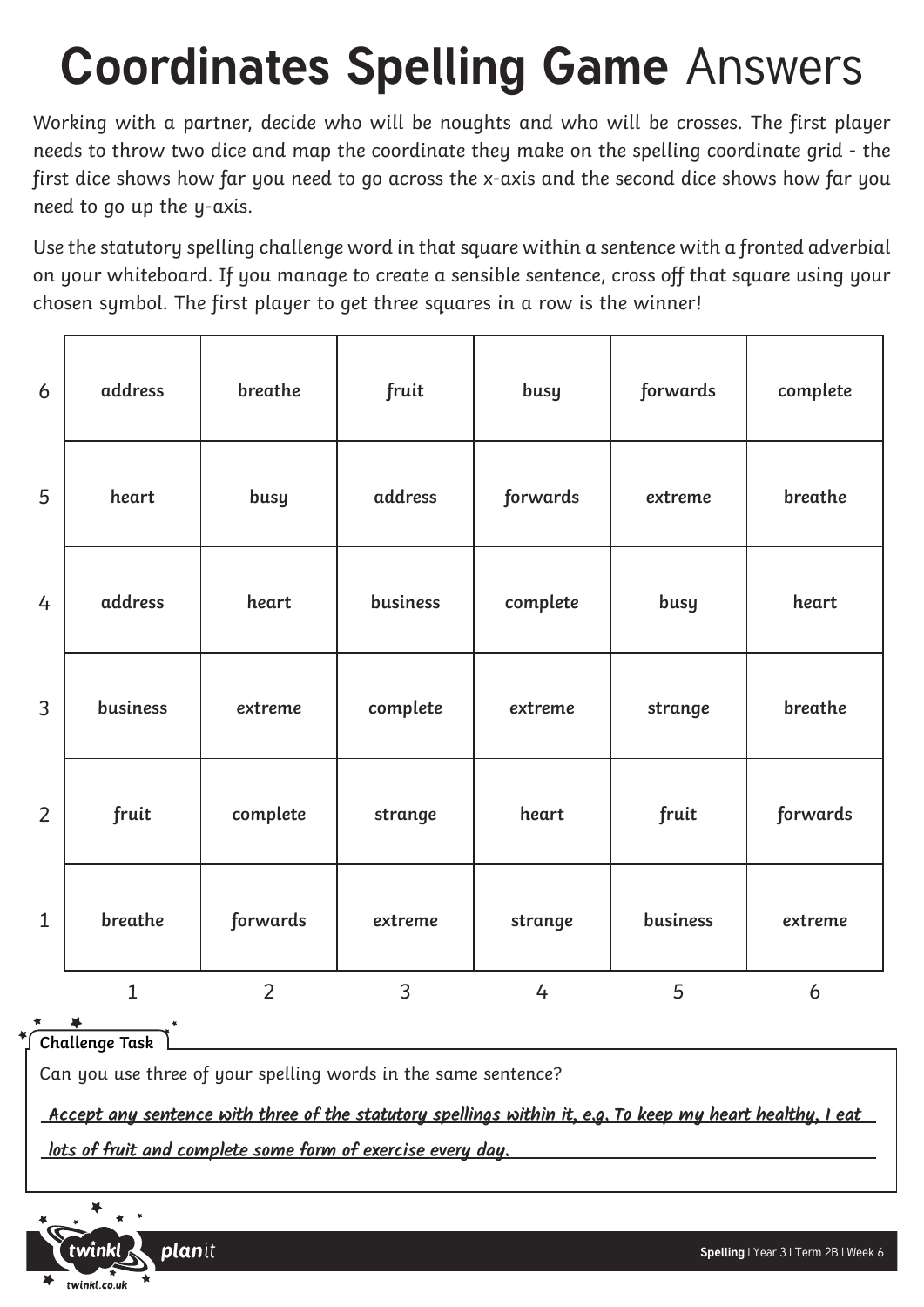# **Coordinates Spelling Game** Answers

Working with a partner, decide who will be noughts and who will be crosses. The first player needs to throw two dice and map the coordinate they make on the spelling coordinate grid - the first dice shows how far you need to go across the x-axis and the second dice shows how far you need to go up the y-axis.

Use the statutory spelling challenge word in that square within a sentence with a fronted adverbial on your whiteboard. If you manage to create a sensible sentence, cross off that square using your chosen symbol. The first player to get three squares in a row is the winner!

| | | | | | | |
|---|---|---|---|---|---|---|
| 6 | address | breathe | fruit | busy | forwards | complete |
| 5 | heart | busy | address | forwards | extreme | breathe |
| 4 | address | heart | business | complete | busy | heart |
| 3 | business | extreme | complete | extreme | strange | breathe |
| 2 | fruit | complete | strange | heart | fruit | forwards |
| 1 | breathe | forwards | extreme | strange | business | extreme |
| | 1 | 2 | 3 | 4 | 5 | 6 |

**Challenge Task**

Can you use three of your spelling words in the same sentence?

*Accept any sentence with three of the statutory spellings within it, e.g. To keep my heart healthy, I eat lots of fruit and complete some form of exercise every day.*